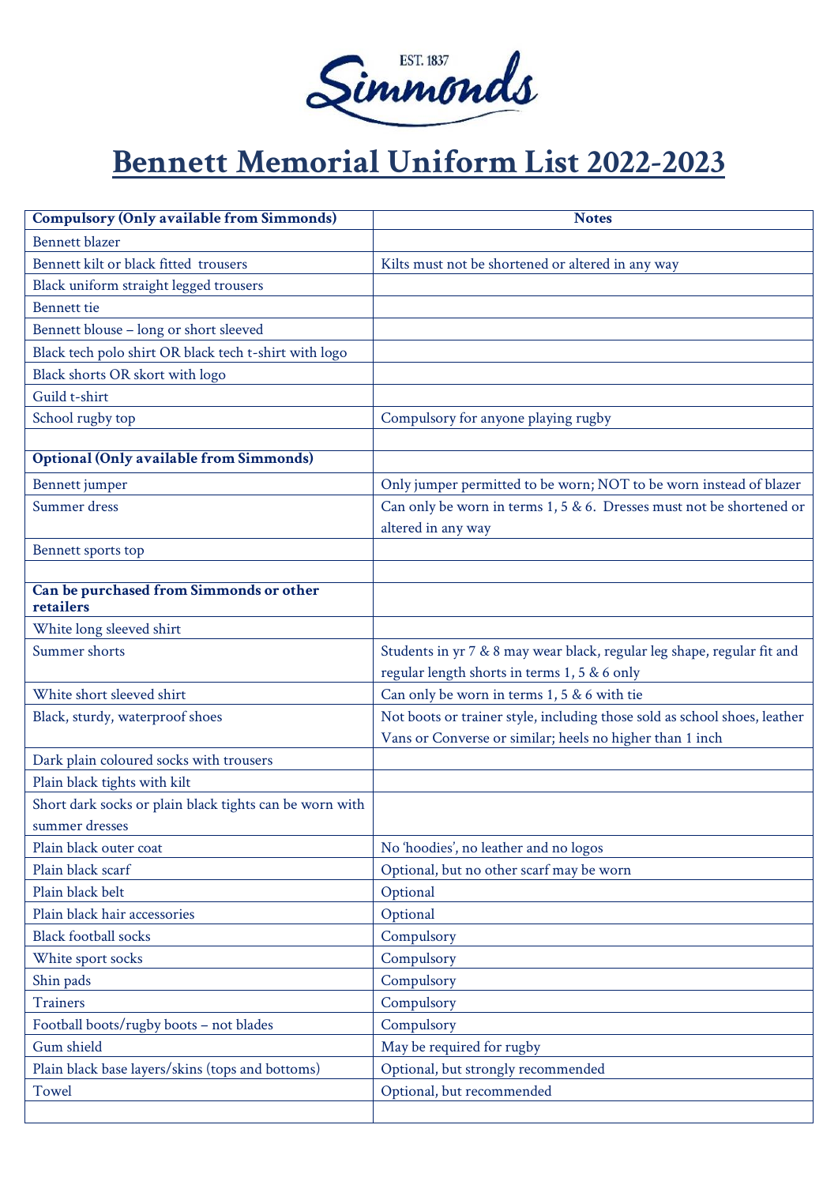EST. 1837
Simmonds

# Bennett Memorial Uniform List 2022-2023

| **Compulsory (Only available from Simmonds)** | **Notes** |
|---|---|
| Bennett blazer | |
| Bennett kilt or black fitted trousers | Kilts must not be shortened or altered in any way |
| Black uniform straight legged trousers | |
| Bennett tie | |
| Bennett blouse – long or short sleeved | |
| Black tech polo shirt OR black tech t-shirt with logo | |
| Black shorts OR skort with logo | |
| Guild t-shirt | |
| School rugby top | Compulsory for anyone playing rugby |
| | |
| **Optional (Only available from Simmonds)** | |
| Bennett jumper | Only jumper permitted to be worn; NOT to be worn instead of blazer |
| Summer dress | Can only be worn in terms 1, 5 & 6. Dresses must not be shortened or altered in any way |
| Bennett sports top | |
| | |
| **Can be purchased from Simmonds or other retailers** | |
| White long sleeved shirt | |
| Summer shorts | Students in yr 7 & 8 may wear black, regular leg shape, regular fit and regular length shorts in terms 1, 5 & 6 only |
| White short sleeved shirt | Can only be worn in terms 1, 5 & 6 with tie |
| Black, sturdy, waterproof shoes | Not boots or trainer style, including those sold as school shoes, leather Vans or Converse or similar; heels no higher than 1 inch |
| Dark plain coloured socks with trousers | |
| Plain black tights with kilt | |
| Short dark socks or plain black tights can be worn with summer dresses | |
| Plain black outer coat | No 'hoodies', no leather and no logos |
| Plain black scarf | Optional, but no other scarf may be worn |
| Plain black belt | Optional |
| Plain black hair accessories | Optional |
| Black football socks | Compulsory |
| White sport socks | Compulsory |
| Shin pads | Compulsory |
| Trainers | Compulsory |
| Football boots/rugby boots – not blades | Compulsory |
| Gum shield | May be required for rugby |
| Plain black base layers/skins (tops and bottoms) | Optional, but strongly recommended |
| Towel | Optional, but recommended |
| | |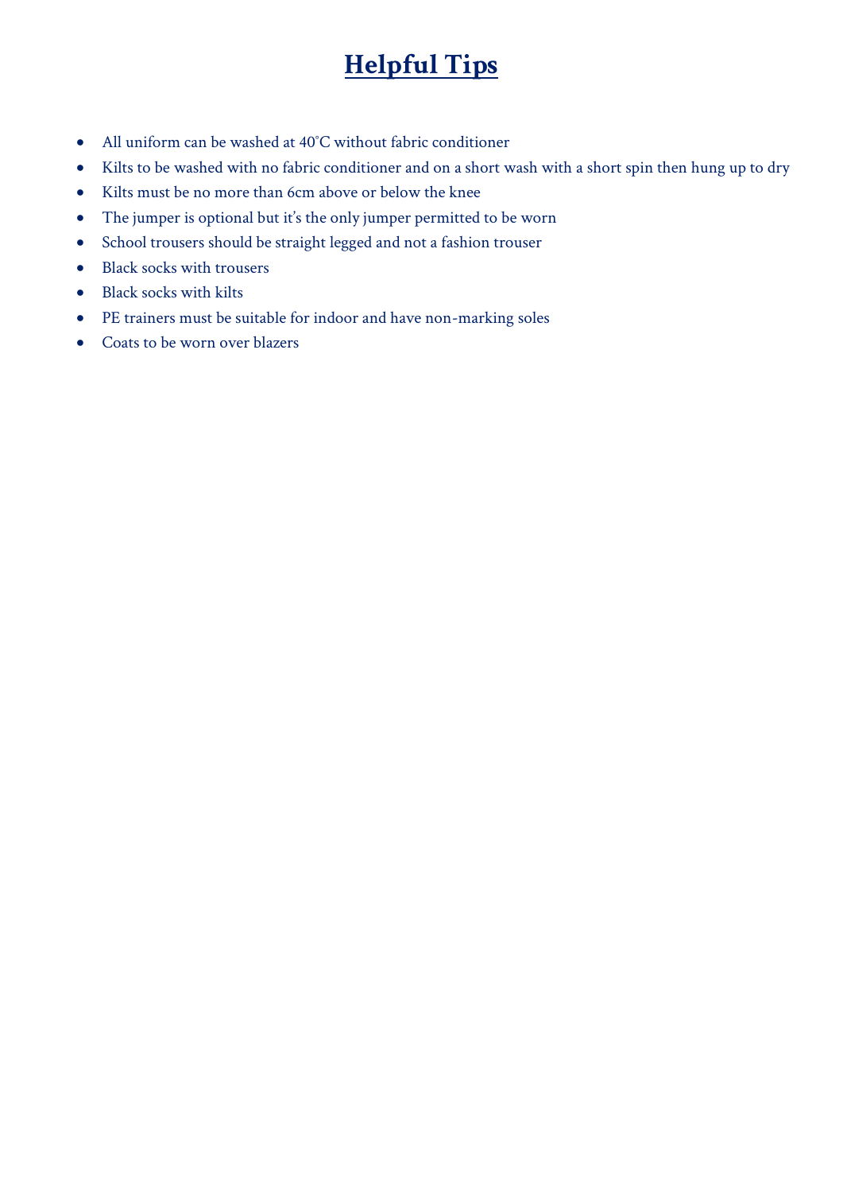# Helpful Tips

- All uniform can be washed at 40˚C without fabric conditioner
- Kilts to be washed with no fabric conditioner and on a short wash with a short spin then hung up to dry
- Kilts must be no more than 6cm above or below the knee
- The jumper is optional but it's the only jumper permitted to be worn
- School trousers should be straight legged and not a fashion trouser
- Black socks with trousers
- Black socks with kilts
- PE trainers must be suitable for indoor and have non-marking soles
- Coats to be worn over blazers